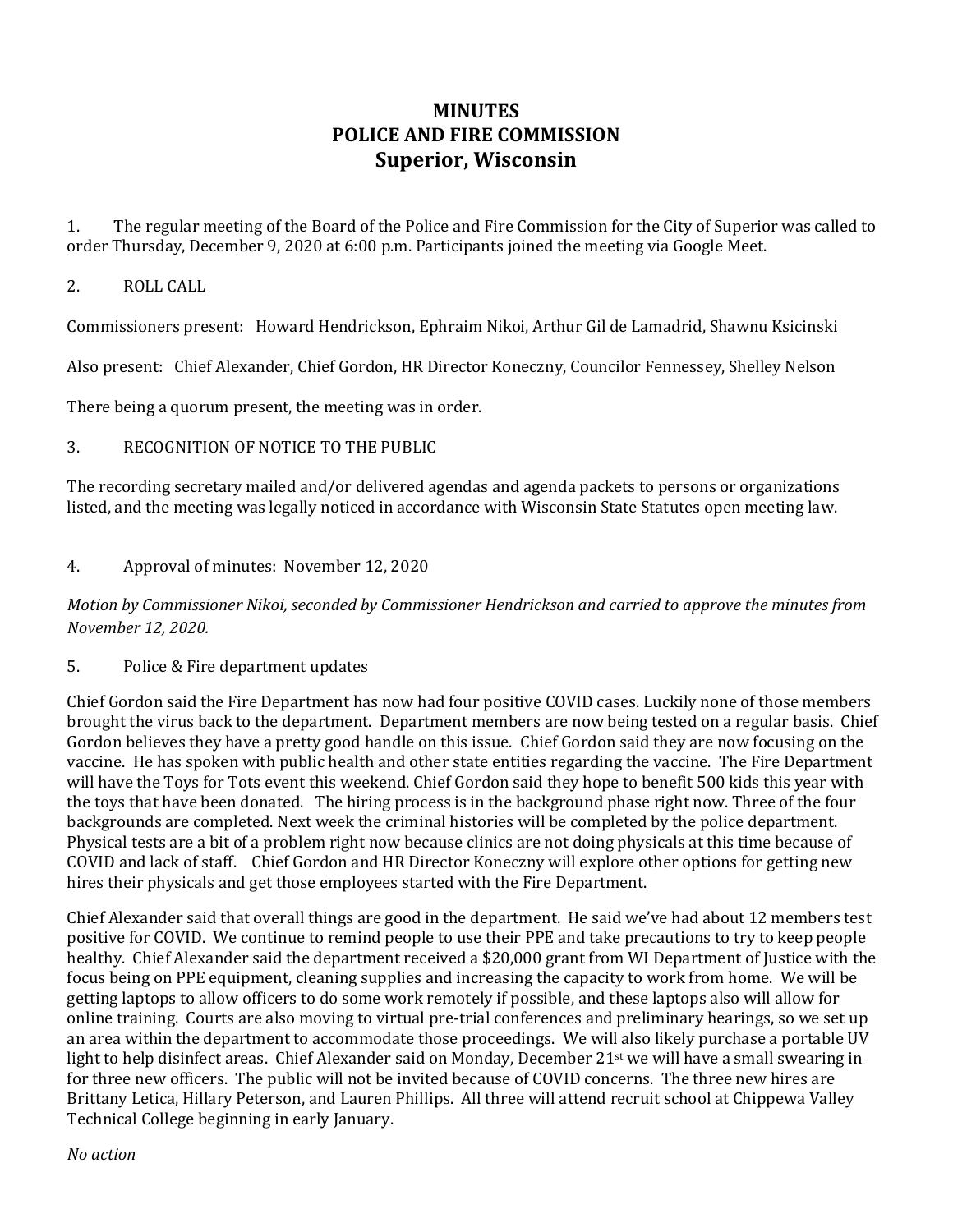# MINUTES
# POLICE AND FIRE COMMISSION
# Superior, Wisconsin

1. The regular meeting of the Board of the Police and Fire Commission for the City of Superior was called to order Thursday, December 9, 2020 at 6:00 p.m. Participants joined the meeting via Google Meet.

2. ROLL CALL

Commissioners present: Howard Hendrickson, Ephraim Nikoi, Arthur Gil de Lamadrid, Shawnu Ksicinski

Also present: Chief Alexander, Chief Gordon, HR Director Koneczny, Councilor Fennessey, Shelley Nelson

There being a quorum present, the meeting was in order.

3. RECOGNITION OF NOTICE TO THE PUBLIC

The recording secretary mailed and/or delivered agendas and agenda packets to persons or organizations listed, and the meeting was legally noticed in accordance with Wisconsin State Statutes open meeting law.

4. Approval of minutes: November 12, 2020

*Motion by Commissioner Nikoi, seconded by Commissioner Hendrickson and carried to approve the minutes from November 12, 2020.*

5. Police & Fire department updates

Chief Gordon said the Fire Department has now had four positive COVID cases. Luckily none of those members brought the virus back to the department. Department members are now being tested on a regular basis. Chief Gordon believes they have a pretty good handle on this issue. Chief Gordon said they are now focusing on the vaccine. He has spoken with public health and other state entities regarding the vaccine. The Fire Department will have the Toys for Tots event this weekend. Chief Gordon said they hope to benefit 500 kids this year with the toys that have been donated. The hiring process is in the background phase right now. Three of the four backgrounds are completed. Next week the criminal histories will be completed by the police department. Physical tests are a bit of a problem right now because clinics are not doing physicals at this time because of COVID and lack of staff. Chief Gordon and HR Director Koneczny will explore other options for getting new hires their physicals and get those employees started with the Fire Department.

Chief Alexander said that overall things are good in the department. He said we've had about 12 members test positive for COVID. We continue to remind people to use their PPE and take precautions to try to keep people healthy. Chief Alexander said the department received a $20,000 grant from WI Department of Justice with the focus being on PPE equipment, cleaning supplies and increasing the capacity to work from home. We will be getting laptops to allow officers to do some work remotely if possible, and these laptops also will allow for online training. Courts are also moving to virtual pre-trial conferences and preliminary hearings, so we set up an area within the department to accommodate those proceedings. We will also likely purchase a portable UV light to help disinfect areas. Chief Alexander said on Monday, December 21st we will have a small swearing in for three new officers. The public will not be invited because of COVID concerns. The three new hires are Brittany Letica, Hillary Peterson, and Lauren Phillips. All three will attend recruit school at Chippewa Valley Technical College beginning in early January.

*No action*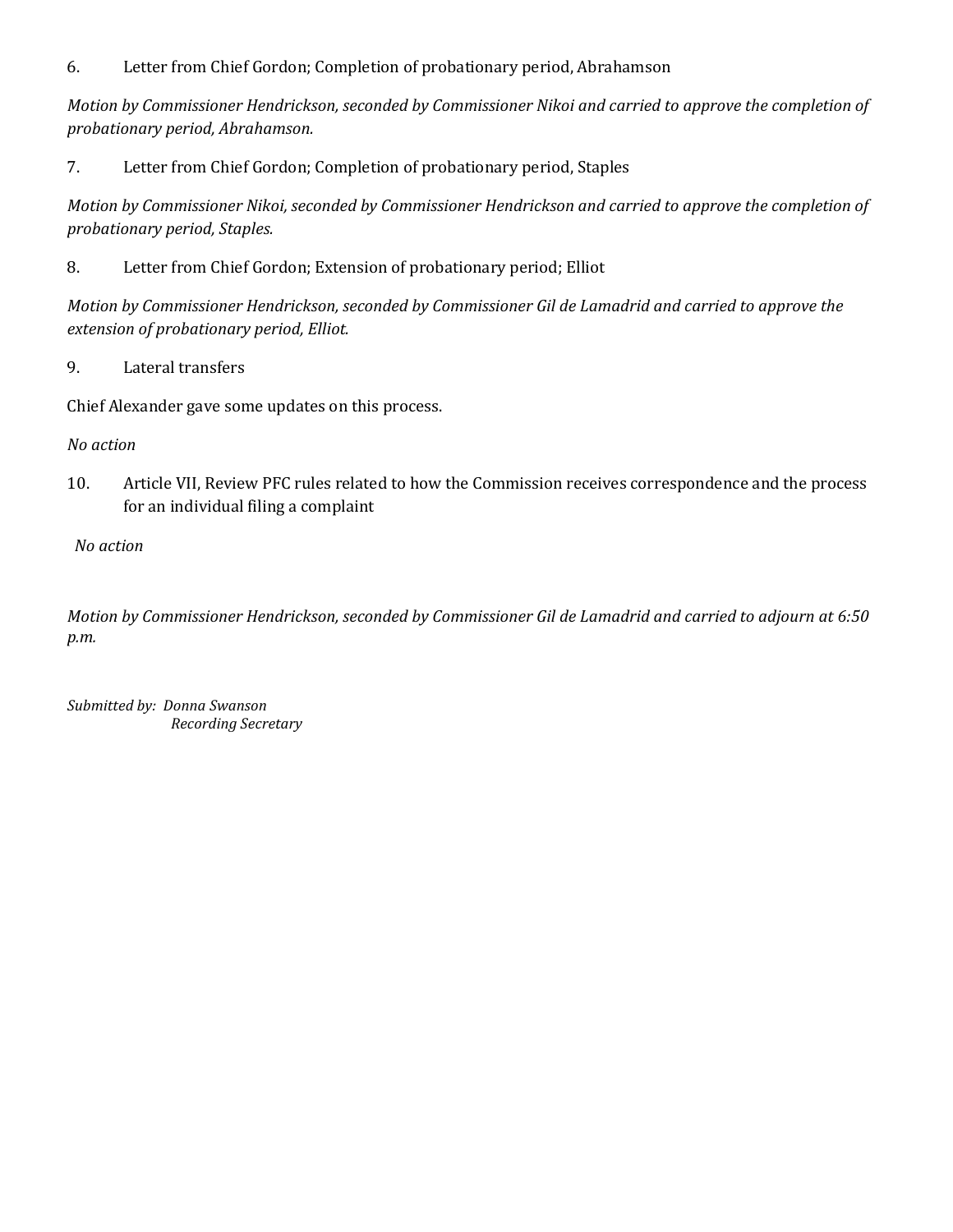6. Letter from Chief Gordon; Completion of probationary period, Abrahamson

*Motion by Commissioner Hendrickson, seconded by Commissioner Nikoi and carried to approve the completion of probationary period, Abrahamson.*

7. Letter from Chief Gordon; Completion of probationary period, Staples

*Motion by Commissioner Nikoi, seconded by Commissioner Hendrickson and carried to approve the completion of probationary period, Staples.*

8. Letter from Chief Gordon; Extension of probationary period; Elliot

*Motion by Commissioner Hendrickson, seconded by Commissioner Gil de Lamadrid and carried to approve the extension of probationary period, Elliot.*

9. Lateral transfers

Chief Alexander gave some updates on this process.

*No action*

10. Article VII, Review PFC rules related to how the Commission receives correspondence and the process for an individual filing a complaint

*No action*

*Motion by Commissioner Hendrickson, seconded by Commissioner Gil de Lamadrid and carried to adjourn at 6:50 p.m.*

*Submitted by: Donna Swanson*
*Recording Secretary*